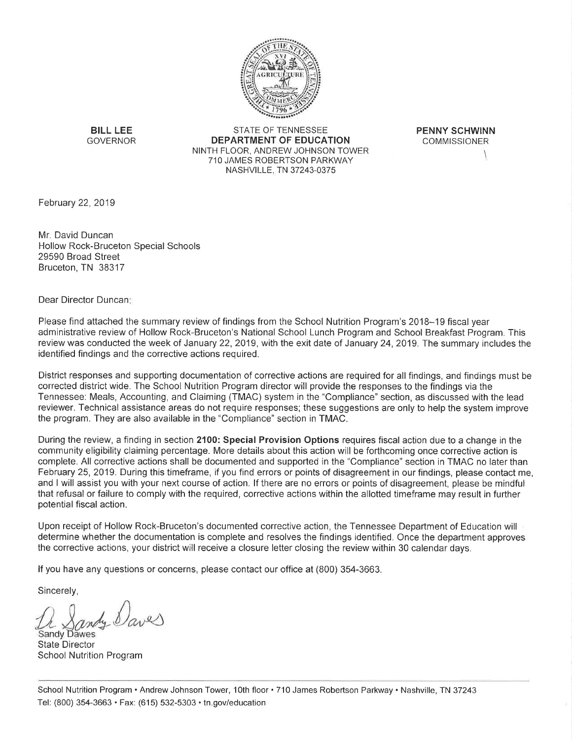**BILL LEE**
GOVERNOR

STATE OF TENNESSEE
**DEPARTMENT OF EDUCATION**
NINTH FLOOR, ANDREW JOHNSON TOWER
710 JAMES ROBERTSON PARKWAY
NASHVILLE, TN 37243-0375

**PENNY SCHWINN**
COMMISSIONER

February 22, 2019

Mr. David Duncan
Hollow Rock-Bruceton Special Schools
29590 Broad Street
Bruceton, TN 38317

Dear Director Duncan:

Please find attached the summary review of findings from the School Nutrition Program's 2018–19 fiscal year administrative review of Hollow Rock-Bruceton's National School Lunch Program and School Breakfast Program. This review was conducted the week of January 22, 2019, with the exit date of January 24, 2019. The summary includes the identified findings and the corrective actions required.

District responses and supporting documentation of corrective actions are required for all findings, and findings must be corrected district wide. The School Nutrition Program director will provide the responses to the findings via the Tennessee: Meals, Accounting, and Claiming (TMAC) system in the "Compliance" section, as discussed with the lead reviewer. Technical assistance areas do not require responses; these suggestions are only to help the system improve the program. They are also available in the "Compliance" section in TMAC.

During the review, a finding in section **2100: Special Provision Options** requires fiscal action due to a change in the community eligibility claiming percentage. More details about this action will be forthcoming once corrective action is complete. All corrective actions shall be documented and supported in the "Compliance" section in TMAC no later than February 25, 2019. During this timeframe, if you find errors or points of disagreement in our findings, please contact me, and I will assist you with your next course of action. If there are no errors or points of disagreement, please be mindful that refusal or failure to comply with the required, corrective actions within the allotted timeframe may result in further potential fiscal action.

Upon receipt of Hollow Rock-Bruceton's documented corrective action, the Tennessee Department of Education will determine whether the documentation is complete and resolves the findings identified. Once the department approves the corrective actions, your district will receive a closure letter closing the review within 30 calendar days.

If you have any questions or concerns, please contact our office at (800) 354-3663.

Sincerely,

Dr. Sandy Dawes

Sandy Dawes
State Director
School Nutrition Program

School Nutrition Program • Andrew Johnson Tower, 10th floor • 710 James Robertson Parkway • Nashville, TN 37243
Tel: (800) 354-3663 • Fax: (615) 532-5303 • tn.gov/education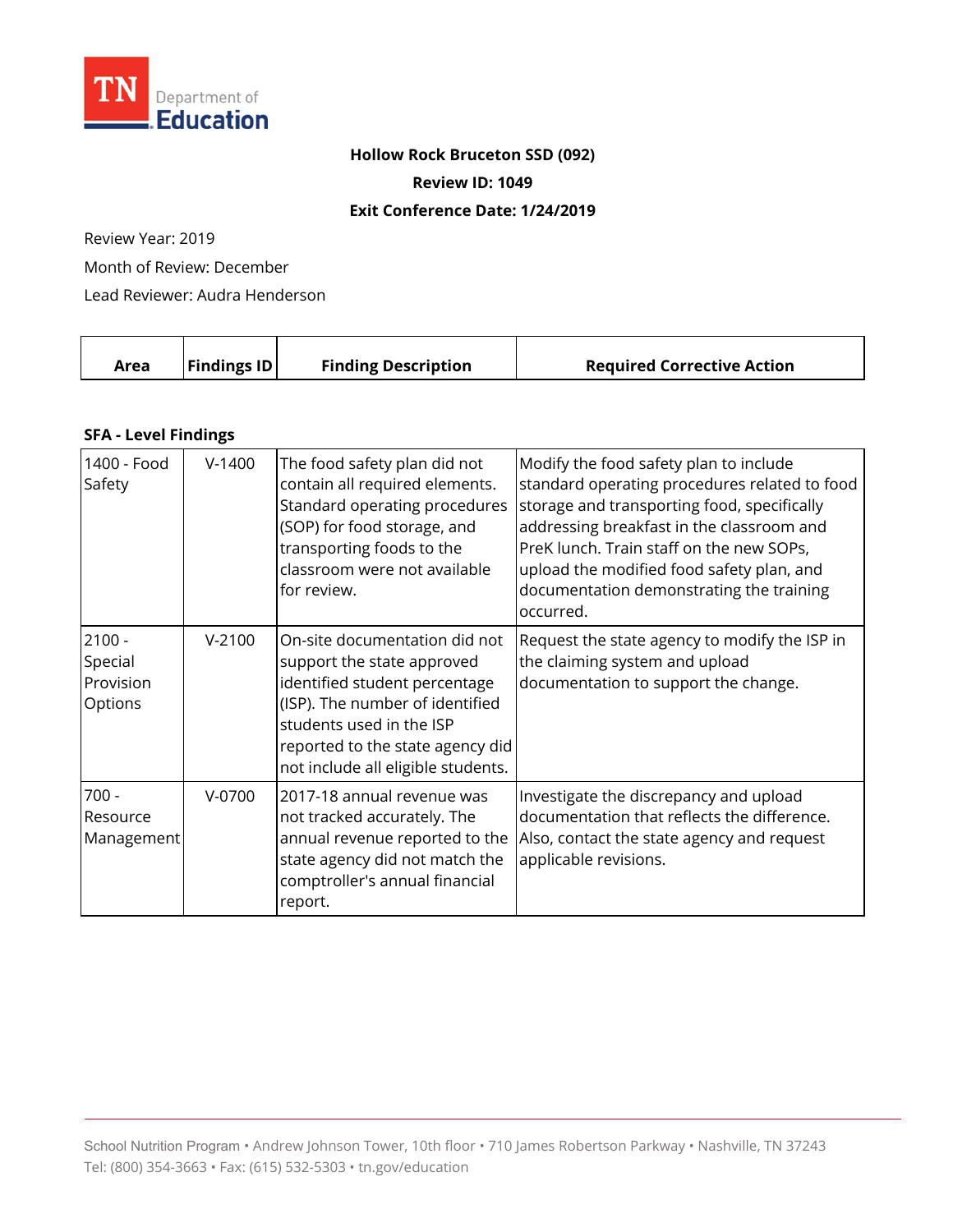**Hollow Rock Bruceton SSD (092)**

**Review ID: 1049**

**Exit Conference Date: 1/24/2019**

Review Year: 2019

Month of Review: December

Lead Reviewer: Audra Henderson

| Area | Findings ID | Finding Description | Required Corrective Action |
|---|---|---|---|
| **SFA - Level Findings** | | | |
| 1400 - Food Safety | V-1400 | The food safety plan did not contain all required elements. Standard operating procedures (SOP) for food storage, and transporting foods to the classroom were not available for review. | Modify the food safety plan to include standard operating procedures related to food storage and transporting food, specifically addressing breakfast in the classroom and PreK lunch. Train staff on the new SOPs, upload the modified food safety plan, and documentation demonstrating the training occurred. |
| 2100 - Special Provision Options | V-2100 | On-site documentation did not support the state approved identified student percentage (ISP). The number of identified students used in the ISP reported to the state agency did not include all eligible students. | Request the state agency to modify the ISP in the claiming system and upload documentation to support the change. |
| 700 - Resource Management | V-0700 | 2017-18 annual revenue was not tracked accurately. The annual revenue reported to the state agency did not match the comptroller's annual financial report. | Investigate the discrepancy and upload documentation that reflects the difference. Also, contact the state agency and request applicable revisions. |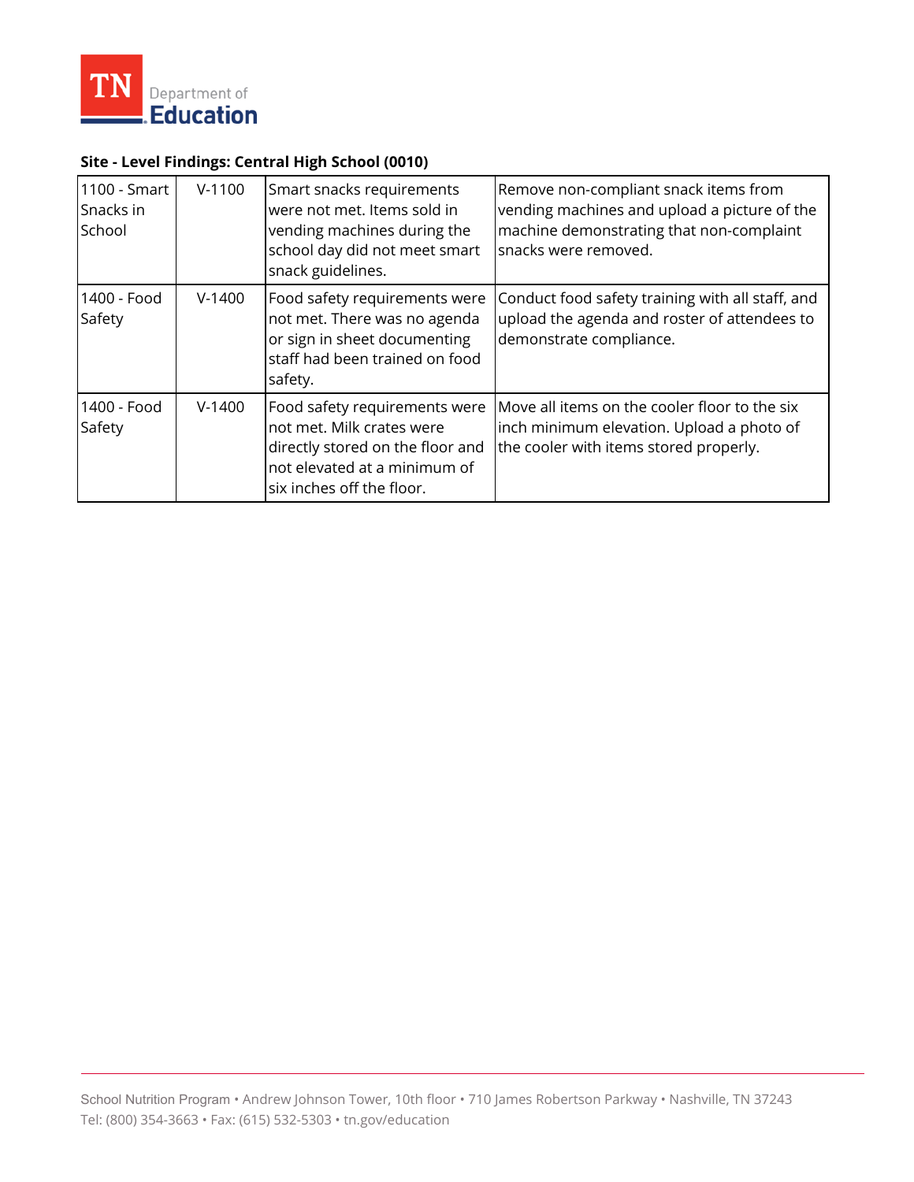**Site - Level Findings: Central High School (0010)**

| | | | |
|---|---|---|---|
| 1100 - Smart Snacks in School | V-1100 | Smart snacks requirements were not met. Items sold in vending machines during the school day did not meet smart snack guidelines. | Remove non-compliant snack items from vending machines and upload a picture of the machine demonstrating that non-complaint snacks were removed. |
| 1400 - Food Safety | V-1400 | Food safety requirements were not met. There was no agenda or sign in sheet documenting staff had been trained on food safety. | Conduct food safety training with all staff, and upload the agenda and roster of attendees to demonstrate compliance. |
| 1400 - Food Safety | V-1400 | Food safety requirements were not met. Milk crates were directly stored on the floor and not elevated at a minimum of six inches off the floor. | Move all items on the cooler floor to the six inch minimum elevation. Upload a photo of the cooler with items stored properly. |